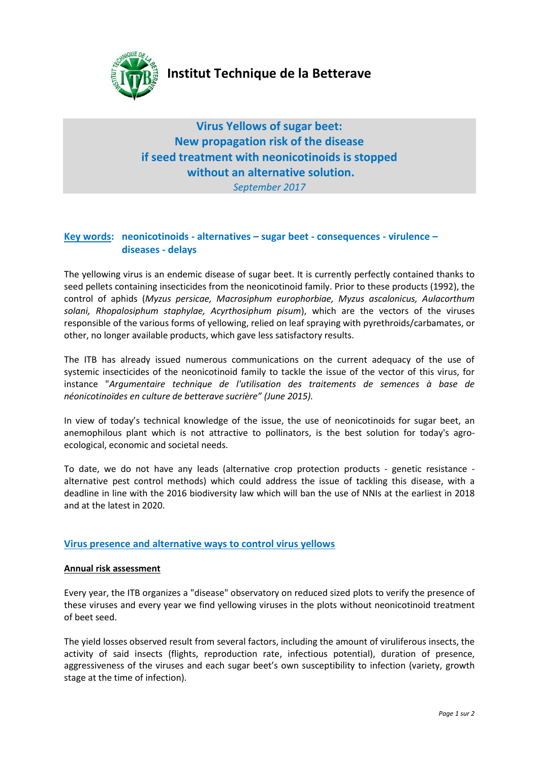**Institut Technique de la Betterave**

# Virus Yellows of sugar beet: New propagation risk of the disease if seed treatment with neonicotinoids is stopped without an alternative solution.

*September 2017*

**Key words: neonicotinoids - alternatives – sugar beet - consequences - virulence – diseases - delays**

The yellowing virus is an endemic disease of sugar beet. It is currently perfectly contained thanks to seed pellets containing insecticides from the neonicotinoid family. Prior to these products (1992), the control of aphids (*Myzus persicae, Macrosiphum europhorbiae, Myzus ascalonicus, Aulacorthum solani, Rhopalosiphum staphylae, Acyrthosiphum pisum*), which are the vectors of the viruses responsible of the various forms of yellowing, relied on leaf spraying with pyrethroids/carbamates, or other, no longer available products, which gave less satisfactory results.

The ITB has already issued numerous communications on the current adequacy of the use of systemic insecticides of the neonicotinoid family to tackle the issue of the vector of this virus, for instance "*Argumentaire technique de l'utilisation des traitements de semences à base de néonicotinoïdes en culture de betterave sucrière" (June 2015).*

In view of today's technical knowledge of the issue, the use of neonicotinoids for sugar beet, an anemophilous plant which is not attractive to pollinators, is the best solution for today's agro-ecological, economic and societal needs.

To date, we do not have any leads (alternative crop protection products - genetic resistance - alternative pest control methods) which could address the issue of tackling this disease, with a deadline in line with the 2016 biodiversity law which will ban the use of NNIs at the earliest in 2018 and at the latest in 2020.

## Virus presence and alternative ways to control virus yellows

### Annual risk assessment

Every year, the ITB organizes a "disease" observatory on reduced sized plots to verify the presence of these viruses and every year we find yellowing viruses in the plots without neonicotinoid treatment of beet seed.

The yield losses observed result from several factors, including the amount of viruliferous insects, the activity of said insects (flights, reproduction rate, infectious potential), duration of presence, aggressiveness of the viruses and each sugar beet's own susceptibility to infection (variety, growth stage at the time of infection).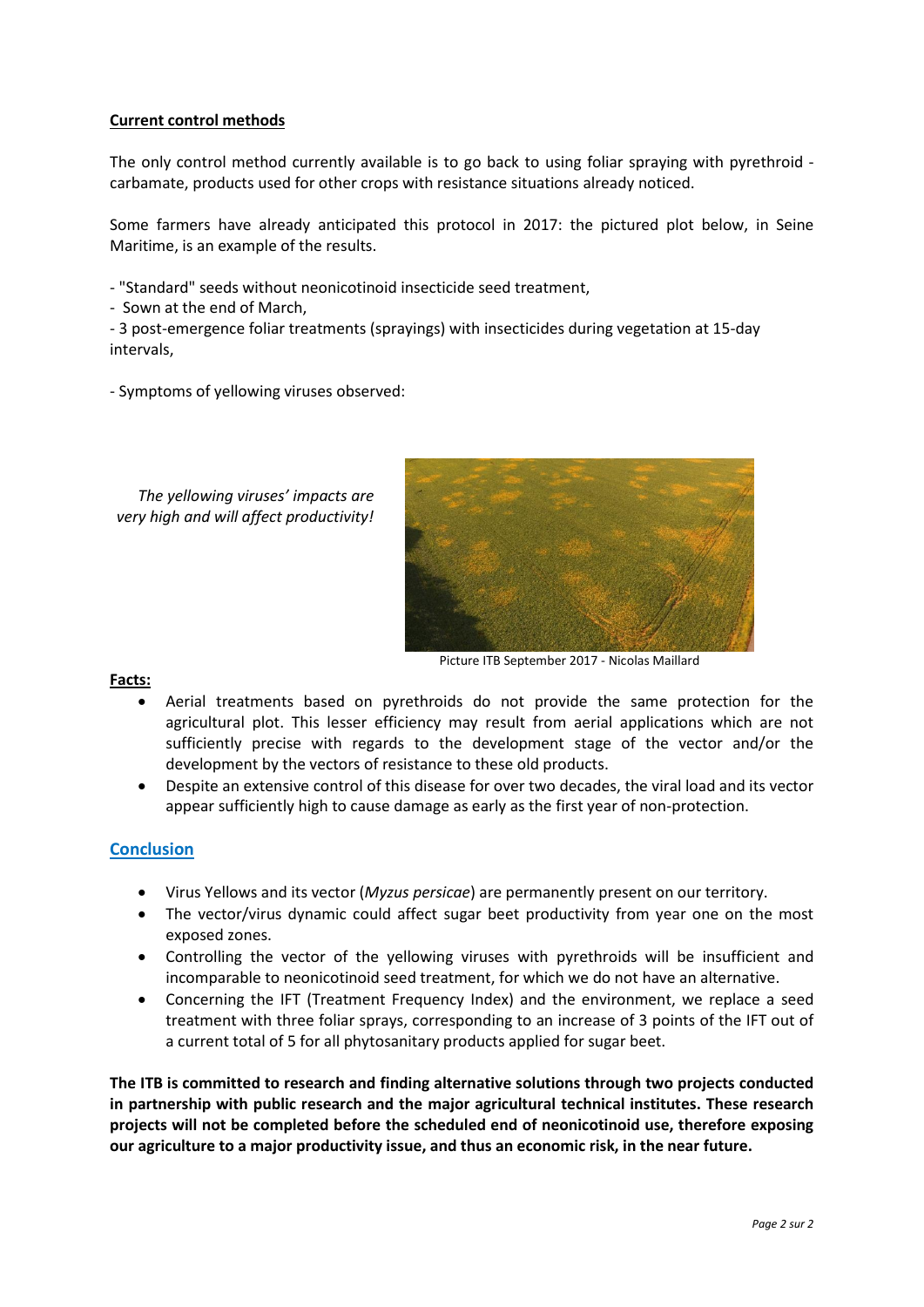**Current control methods**

The only control method currently available is to go back to using foliar spraying with pyrethroid - carbamate, products used for other crops with resistance situations already noticed.

Some farmers have already anticipated this protocol in 2017: the pictured plot below, in Seine Maritime, is an example of the results.

- "Standard" seeds without neonicotinoid insecticide seed treatment,
- Sown at the end of March,
- 3 post-emergence foliar treatments (sprayings) with insecticides during vegetation at 15-day intervals,

- Symptoms of yellowing viruses observed:

*The yellowing viruses' impacts are very high and will affect productivity!*

Picture ITB September 2017 - Nicolas Maillard

**Facts:**

- Aerial treatments based on pyrethroids do not provide the same protection for the agricultural plot. This lesser efficiency may result from aerial applications which are not sufficiently precise with regards to the development stage of the vector and/or the development by the vectors of resistance to these old products.
- Despite an extensive control of this disease for over two decades, the viral load and its vector appear sufficiently high to cause damage as early as the first year of non-protection.

## Conclusion

- Virus Yellows and its vector (*Myzus persicae*) are permanently present on our territory.
- The vector/virus dynamic could affect sugar beet productivity from year one on the most exposed zones.
- Controlling the vector of the yellowing viruses with pyrethroids will be insufficient and incomparable to neonicotinoid seed treatment, for which we do not have an alternative.
- Concerning the IFT (Treatment Frequency Index) and the environment, we replace a seed treatment with three foliar sprays, corresponding to an increase of 3 points of the IFT out of a current total of 5 for all phytosanitary products applied for sugar beet.

**The ITB is committed to research and finding alternative solutions through two projects conducted in partnership with public research and the major agricultural technical institutes. These research projects will not be completed before the scheduled end of neonicotinoid use, therefore exposing our agriculture to a major productivity issue, and thus an economic risk, in the near future.**